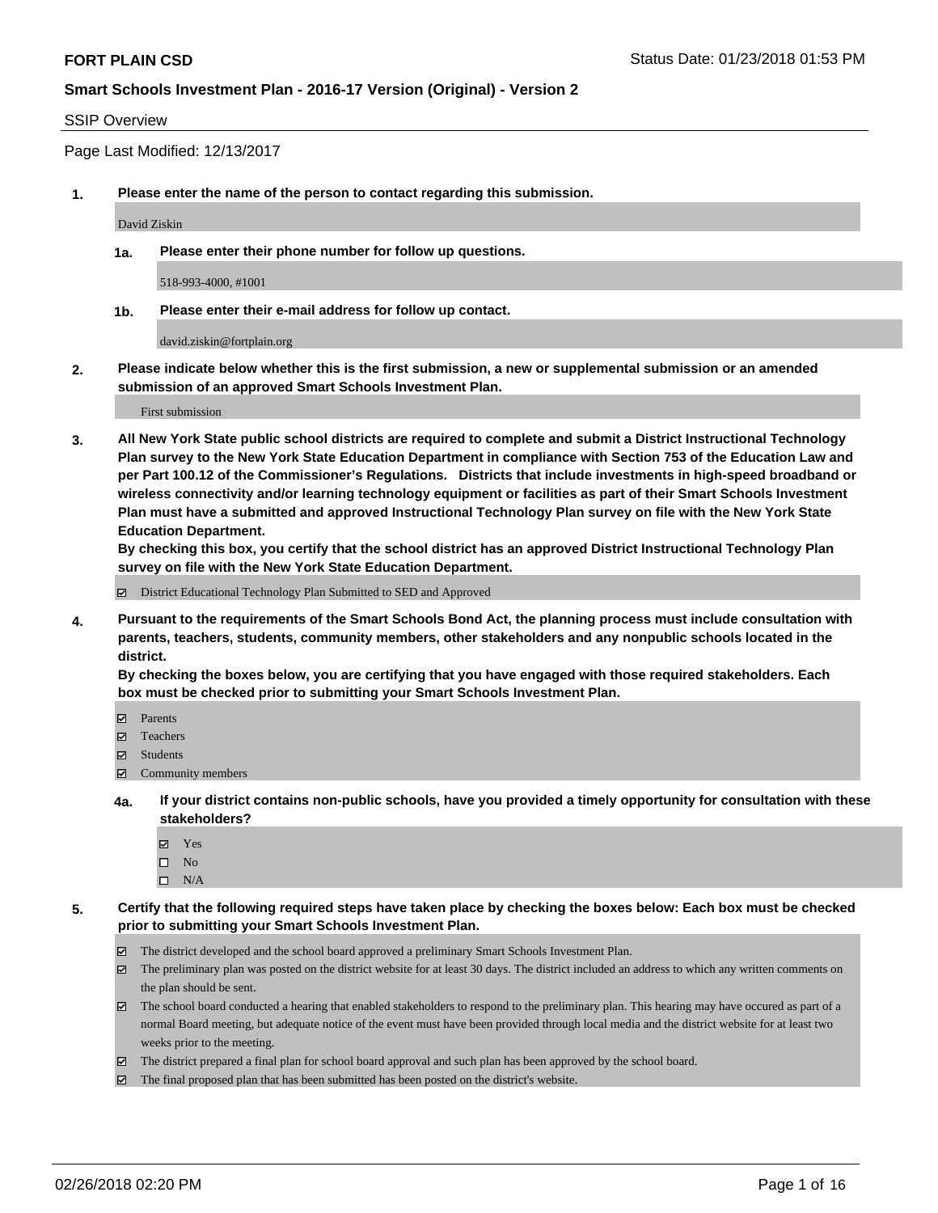**FORT PLAIN CSD** Status Date: 01/23/2018 01:53 PM

**Smart Schools Investment Plan - 2016-17 Version (Original) - Version 2**

SSIP Overview

Page Last Modified: 12/13/2017

**1. Please enter the name of the person to contact regarding this submission.**

David Ziskin

**1a. Please enter their phone number for follow up questions.**

518-993-4000, #1001

**1b. Please enter their e-mail address for follow up contact.**

david.ziskin@fortplain.org

**2. Please indicate below whether this is the first submission, a new or supplemental submission or an amended submission of an approved Smart Schools Investment Plan.**

First submission

**3. All New York State public school districts are required to complete and submit a District Instructional Technology Plan survey to the New York State Education Department in compliance with Section 753 of the Education Law and per Part 100.12 of the Commissioner's Regulations. Districts that include investments in high-speed broadband or wireless connectivity and/or learning technology equipment or facilities as part of their Smart Schools Investment Plan must have a submitted and approved Instructional Technology Plan survey on file with the New York State Education Department.**
**By checking this box, you certify that the school district has an approved District Instructional Technology Plan survey on file with the New York State Education Department.**

- [x] District Educational Technology Plan Submitted to SED and Approved

**4. Pursuant to the requirements of the Smart Schools Bond Act, the planning process must include consultation with parents, teachers, students, community members, other stakeholders and any nonpublic schools located in the district.**
**By checking the boxes below, you are certifying that you have engaged with those required stakeholders. Each box must be checked prior to submitting your Smart Schools Investment Plan.**

- [x] Parents
- [x] Teachers
- [x] Students
- [x] Community members

**4a. If your district contains non-public schools, have you provided a timely opportunity for consultation with these stakeholders?**

- [x] Yes
- [ ] No
- [ ] N/A

**5. Certify that the following required steps have taken place by checking the boxes below: Each box must be checked prior to submitting your Smart Schools Investment Plan.**

- [x] The district developed and the school board approved a preliminary Smart Schools Investment Plan.
- [x] The preliminary plan was posted on the district website for at least 30 days. The district included an address to which any written comments on the plan should be sent.
- [x] The school board conducted a hearing that enabled stakeholders to respond to the preliminary plan. This hearing may have occured as part of a normal Board meeting, but adequate notice of the event must have been provided through local media and the district website for at least two weeks prior to the meeting.
- [x] The district prepared a final plan for school board approval and such plan has been approved by the school board.
- [x] The final proposed plan that has been submitted has been posted on the district's website.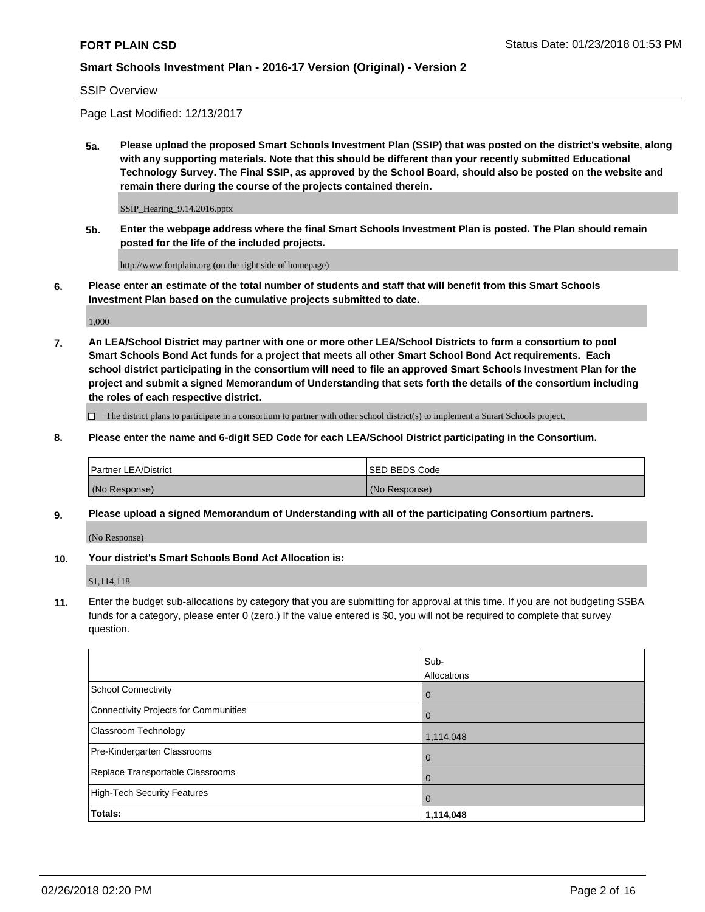SSIP Overview

Page Last Modified: 12/13/2017

**5a. Please upload the proposed Smart Schools Investment Plan (SSIP) that was posted on the district's website, along with any supporting materials. Note that this should be different than your recently submitted Educational Technology Survey. The Final SSIP, as approved by the School Board, should also be posted on the website and remain there during the course of the projects contained therein.**

SSIP_Hearing_9.14.2016.pptx

**5b. Enter the webpage address where the final Smart Schools Investment Plan is posted. The Plan should remain posted for the life of the included projects.**

http://www.fortplain.org (on the right side of homepage)

**6. Please enter an estimate of the total number of students and staff that will benefit from this Smart Schools Investment Plan based on the cumulative projects submitted to date.**

1,000

**7. An LEA/School District may partner with one or more other LEA/School Districts to form a consortium to pool Smart Schools Bond Act funds for a project that meets all other Smart School Bond Act requirements. Each school district participating in the consortium will need to file an approved Smart Schools Investment Plan for the project and submit a signed Memorandum of Understanding that sets forth the details of the consortium including the roles of each respective district.**

☐ The district plans to participate in a consortium to partner with other school district(s) to implement a Smart Schools project.

**8. Please enter the name and 6-digit SED Code for each LEA/School District participating in the Consortium.**

| Partner LEA/District | SED BEDS Code |
|---|---|
| (No Response) | (No Response) |

**9. Please upload a signed Memorandum of Understanding with all of the participating Consortium partners.**

(No Response)

**10. Your district's Smart Schools Bond Act Allocation is:**

$1,114,118

**11.** Enter the budget sub-allocations by category that you are submitting for approval at this time. If you are not budgeting SSBA funds for a category, please enter 0 (zero.) If the value entered is $0, you will not be required to complete that survey question.

| | Sub-Allocations |
|---|---|
| School Connectivity | 0 |
| Connectivity Projects for Communities | 0 |
| Classroom Technology | 1,114,048 |
| Pre-Kindergarten Classrooms | 0 |
| Replace Transportable Classrooms | 0 |
| High-Tech Security Features | 0 |
| **Totals:** | **1,114,048** |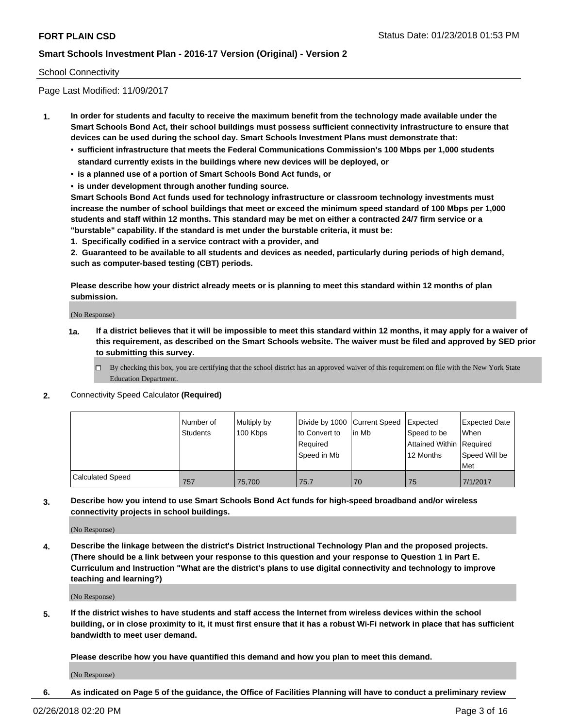School Connectivity

Page Last Modified: 11/09/2017

**1. In order for students and faculty to receive the maximum benefit from the technology made available under the Smart Schools Bond Act, their school buildings must possess sufficient connectivity infrastructure to ensure that devices can be used during the school day. Smart Schools Investment Plans must demonstrate that:**

- **sufficient infrastructure that meets the Federal Communications Commission's 100 Mbps per 1,000 students standard currently exists in the buildings where new devices will be deployed, or**
- **is a planned use of a portion of Smart Schools Bond Act funds, or**
- **is under development through another funding source.**

**Smart Schools Bond Act funds used for technology infrastructure or classroom technology investments must increase the number of school buildings that meet or exceed the minimum speed standard of 100 Mbps per 1,000 students and staff within 12 months. This standard may be met on either a contracted 24/7 firm service or a "burstable" capability. If the standard is met under the burstable criteria, it must be:**

**1. Specifically codified in a service contract with a provider, and**

**2. Guaranteed to be available to all students and devices as needed, particularly during periods of high demand, such as computer-based testing (CBT) periods.**

**Please describe how your district already meets or is planning to meet this standard within 12 months of plan submission.**

(No Response)

**1a. If a district believes that it will be impossible to meet this standard within 12 months, it may apply for a waiver of this requirement, as described on the Smart Schools website. The waiver must be filed and approved by SED prior to submitting this survey.**

☐ By checking this box, you are certifying that the school district has an approved waiver of this requirement on file with the New York State Education Department.

**2.** Connectivity Speed Calculator **(Required)**

| | Number of Students | Multiply by 100 Kbps | Divide by 1000 to Convert to Required Speed in Mb | Current Speed in Mb | Expected Speed to be Attained Within 12 Months | Expected Date When Required Speed Will be Met |
|---|---|---|---|---|---|---|
| Calculated Speed | 757 | 75,700 | 75.7 | 70 | 75 | 7/1/2017 |

**3. Describe how you intend to use Smart Schools Bond Act funds for high-speed broadband and/or wireless connectivity projects in school buildings.**

(No Response)

**4. Describe the linkage between the district's District Instructional Technology Plan and the proposed projects. (There should be a link between your response to this question and your response to Question 1 in Part E. Curriculum and Instruction "What are the district's plans to use digital connectivity and technology to improve teaching and learning?)**

(No Response)

**5. If the district wishes to have students and staff access the Internet from wireless devices within the school building, or in close proximity to it, it must first ensure that it has a robust Wi-Fi network in place that has sufficient bandwidth to meet user demand.**

**Please describe how you have quantified this demand and how you plan to meet this demand.**

(No Response)

**6. As indicated on Page 5 of the guidance, the Office of Facilities Planning will have to conduct a preliminary review**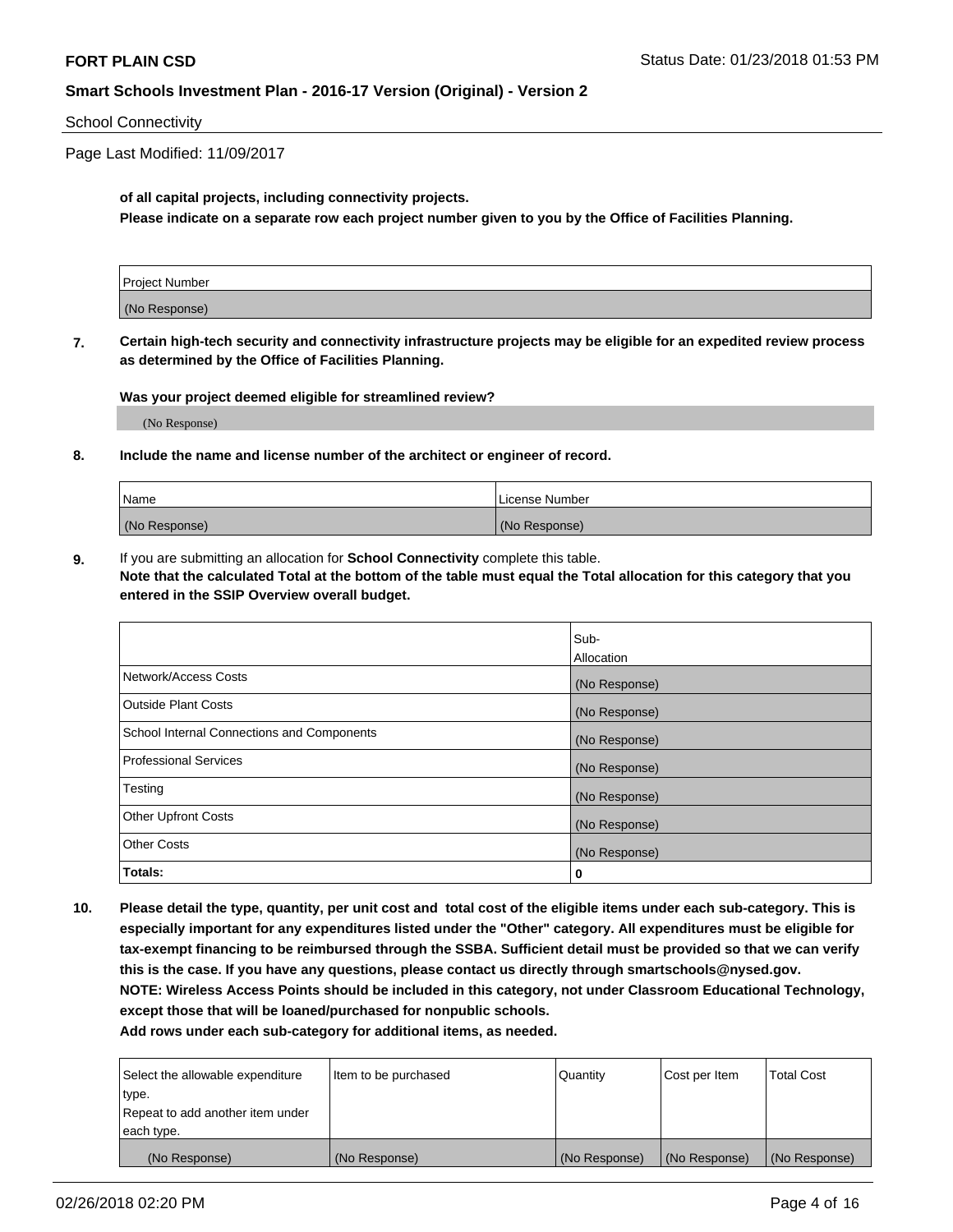School Connectivity

Page Last Modified: 11/09/2017

**of all capital projects, including connectivity projects.**
**Please indicate on a separate row each project number given to you by the Office of Facilities Planning.**

| Project Number |
|---|
| (No Response) |

**7. Certain high-tech security and connectivity infrastructure projects may be eligible for an expedited review process as determined by the Office of Facilities Planning.**

**Was your project deemed eligible for streamlined review?**

(No Response)

**8. Include the name and license number of the architect or engineer of record.**

| Name | License Number |
|---|---|
| (No Response) | (No Response) |

**9.** If you are submitting an allocation for **School Connectivity** complete this table.
**Note that the calculated Total at the bottom of the table must equal the Total allocation for this category that you entered in the SSIP Overview overall budget.**

| | Sub-Allocation |
|---|---|
| Network/Access Costs | (No Response) |
| Outside Plant Costs | (No Response) |
| School Internal Connections and Components | (No Response) |
| Professional Services | (No Response) |
| Testing | (No Response) |
| Other Upfront Costs | (No Response) |
| Other Costs | (No Response) |
| **Totals:** | **0** |

**10. Please detail the type, quantity, per unit cost and total cost of the eligible items under each sub-category. This is especially important for any expenditures listed under the "Other" category. All expenditures must be eligible for tax-exempt financing to be reimbursed through the SSBA. Sufficient detail must be provided so that we can verify this is the case. If you have any questions, please contact us directly through smartschools@nysed.gov.**
**NOTE: Wireless Access Points should be included in this category, not under Classroom Educational Technology, except those that will be loaned/purchased for nonpublic schools.**
**Add rows under each sub-category for additional items, as needed.**

| Select the allowable expenditure type. Repeat to add another item under each type. | Item to be purchased | Quantity | Cost per Item | Total Cost |
|---|---|---|---|---|
| (No Response) | (No Response) | (No Response) | (No Response) | (No Response) |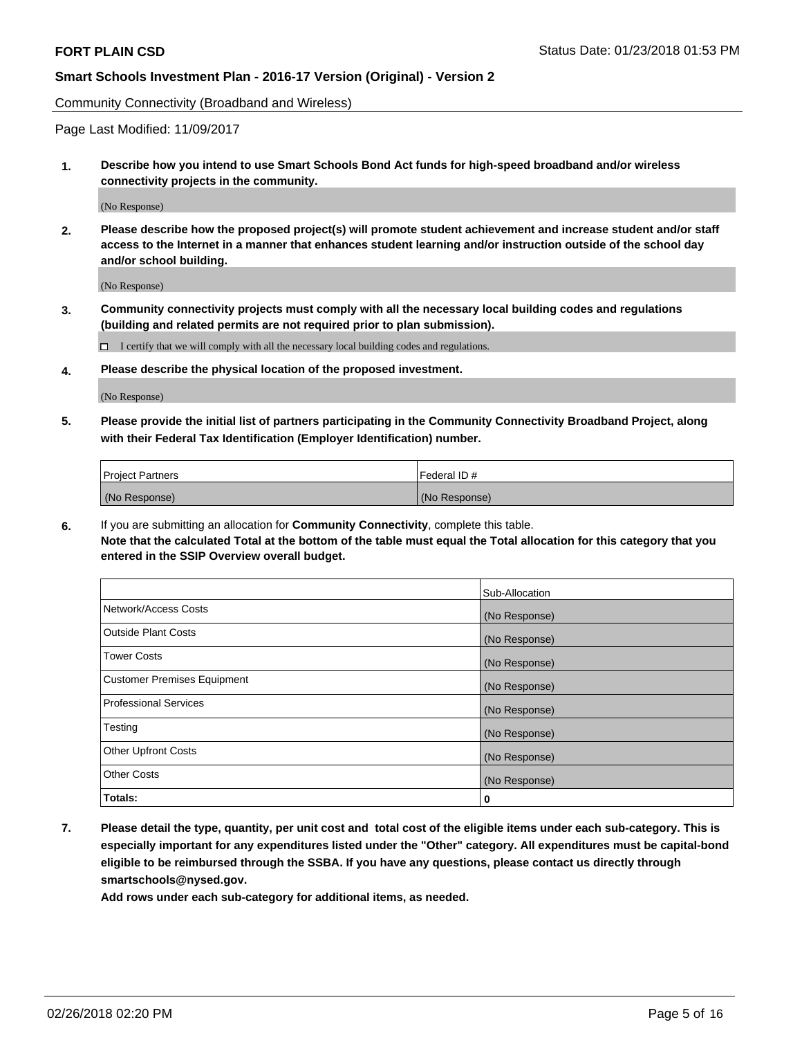Community Connectivity (Broadband and Wireless)

Page Last Modified: 11/09/2017

**1. Describe how you intend to use Smart Schools Bond Act funds for high-speed broadband and/or wireless connectivity projects in the community.**

(No Response)

**2. Please describe how the proposed project(s) will promote student achievement and increase student and/or staff access to the Internet in a manner that enhances student learning and/or instruction outside of the school day and/or school building.**

(No Response)

**3. Community connectivity projects must comply with all the necessary local building codes and regulations (building and related permits are not required prior to plan submission).**

☐ I certify that we will comply with all the necessary local building codes and regulations.

**4. Please describe the physical location of the proposed investment.**

(No Response)

**5. Please provide the initial list of partners participating in the Community Connectivity Broadband Project, along with their Federal Tax Identification (Employer Identification) number.**

| Project Partners | Federal ID # |
| --- | --- |
| (No Response) | (No Response) |

**6.** If you are submitting an allocation for **Community Connectivity**, complete this table.
**Note that the calculated Total at the bottom of the table must equal the Total allocation for this category that you entered in the SSIP Overview overall budget.**

| | Sub-Allocation |
| --- | --- |
| Network/Access Costs | (No Response) |
| Outside Plant Costs | (No Response) |
| Tower Costs | (No Response) |
| Customer Premises Equipment | (No Response) |
| Professional Services | (No Response) |
| Testing | (No Response) |
| Other Upfront Costs | (No Response) |
| Other Costs | (No Response) |
| **Totals:** | **0** |

**7. Please detail the type, quantity, per unit cost and total cost of the eligible items under each sub-category. This is especially important for any expenditures listed under the "Other" category. All expenditures must be capital-bond eligible to be reimbursed through the SSBA. If you have any questions, please contact us directly through smartschools@nysed.gov.**

**Add rows under each sub-category for additional items, as needed.**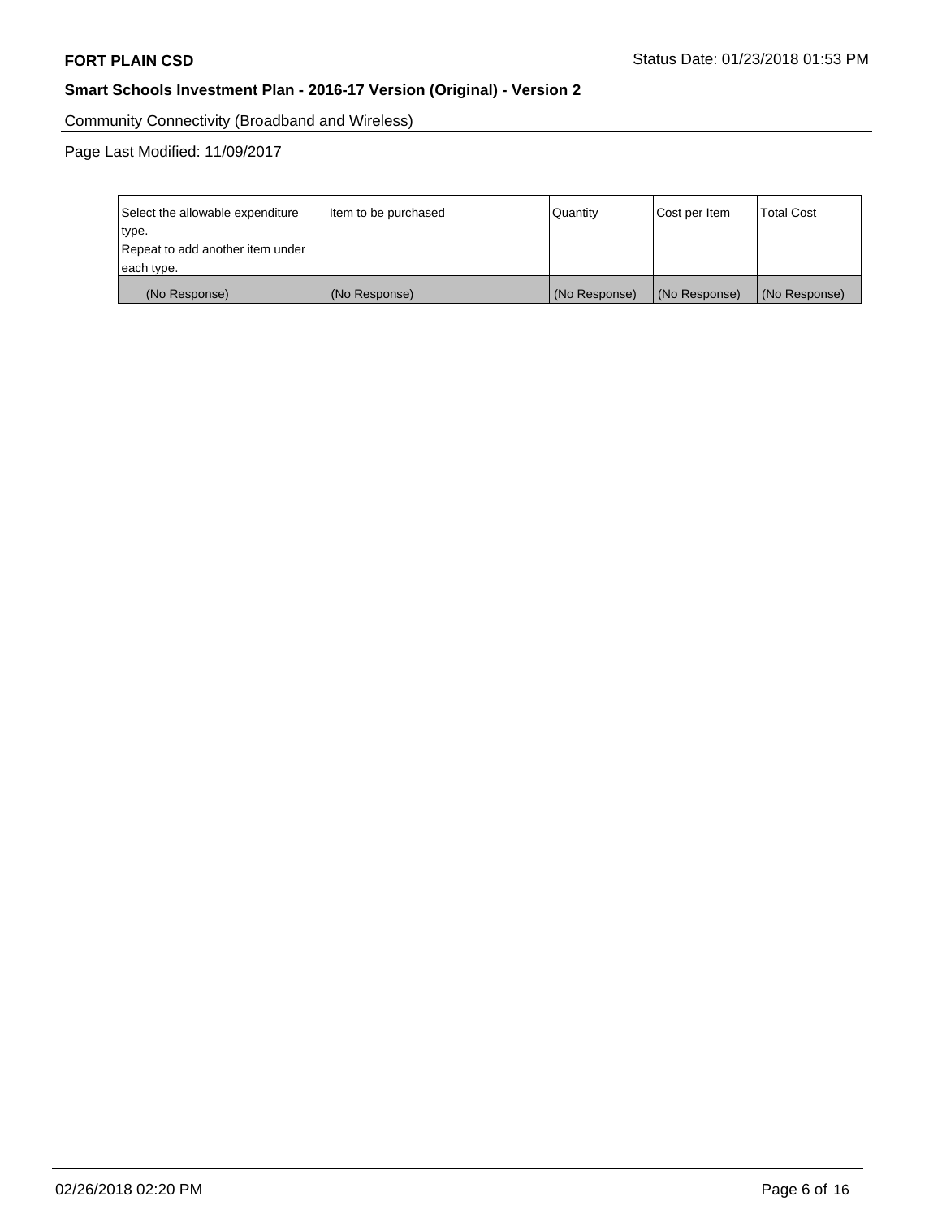Community Connectivity (Broadband and Wireless)

Page Last Modified: 11/09/2017

| Select the allowable expenditure type. Repeat to add another item under each type. | Item to be purchased | Quantity | Cost per Item | Total Cost |
|---|---|---|---|---|
| (No Response) | (No Response) | (No Response) | (No Response) | (No Response) |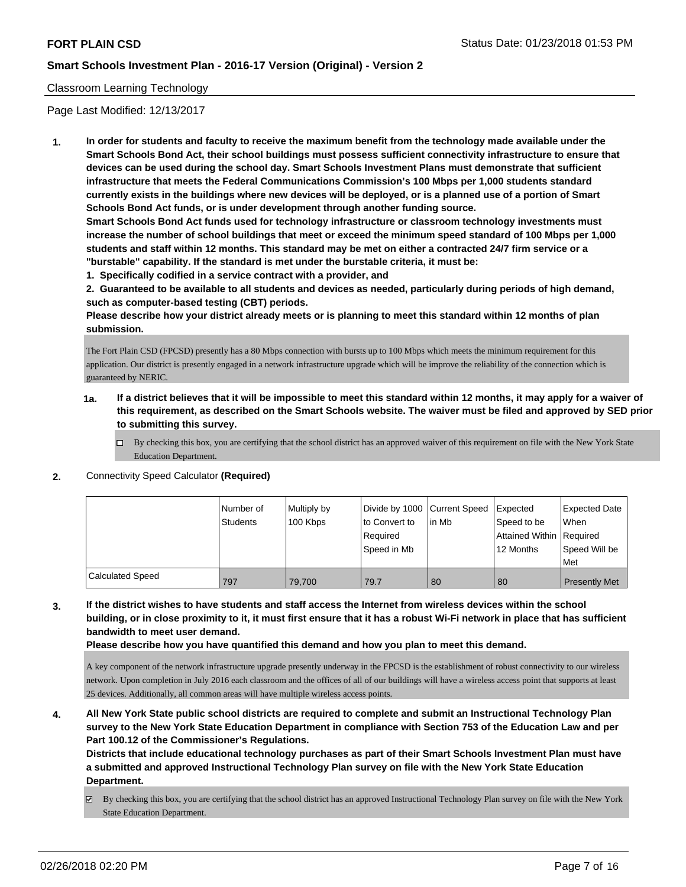Classroom Learning Technology

Page Last Modified: 12/13/2017

**1. In order for students and faculty to receive the maximum benefit from the technology made available under the Smart Schools Bond Act, their school buildings must possess sufficient connectivity infrastructure to ensure that devices can be used during the school day. Smart Schools Investment Plans must demonstrate that sufficient infrastructure that meets the Federal Communications Commission's 100 Mbps per 1,000 students standard currently exists in the buildings where new devices will be deployed, or is a planned use of a portion of Smart Schools Bond Act funds, or is under development through another funding source.**

**Smart Schools Bond Act funds used for technology infrastructure or classroom technology investments must increase the number of school buildings that meet or exceed the minimum speed standard of 100 Mbps per 1,000 students and staff within 12 months. This standard may be met on either a contracted 24/7 firm service or a "burstable" capability. If the standard is met under the burstable criteria, it must be:**

**1. Specifically codified in a service contract with a provider, and**

**2. Guaranteed to be available to all students and devices as needed, particularly during periods of high demand, such as computer-based testing (CBT) periods.**

**Please describe how your district already meets or is planning to meet this standard within 12 months of plan submission.**

The Fort Plain CSD (FPCSD) presently has a 80 Mbps connection with bursts up to 100 Mbps which meets the minimum requirement for this application. Our district is presently engaged in a network infrastructure upgrade which will be improve the reliability of the connection which is guaranteed by NERIC.

**1a. If a district believes that it will be impossible to meet this standard within 12 months, it may apply for a waiver of this requirement, as described on the Smart Schools website. The waiver must be filed and approved by SED prior to submitting this survey.**

- ☐ By checking this box, you are certifying that the school district has an approved waiver of this requirement on file with the New York State Education Department.

**2.** Connectivity Speed Calculator **(Required)**

| | Number of Students | Multiply by 100 Kbps | Divide by 1000 to Convert to Required Speed in Mb | Current Speed in Mb | Expected Speed to be Attained Within 12 Months | Expected Date When Required Speed Will be Met |
|---|---|---|---|---|---|---|
| Calculated Speed | 797 | 79,700 | 79.7 | 80 | 80 | Presently Met |

**3. If the district wishes to have students and staff access the Internet from wireless devices within the school building, or in close proximity to it, it must first ensure that it has a robust Wi-Fi network in place that has sufficient bandwidth to meet user demand.**

**Please describe how you have quantified this demand and how you plan to meet this demand.**

A key component of the network infrastructure upgrade presently underway in the FPCSD is the establishment of robust connectivity to our wireless network. Upon completion in July 2016 each classroom and the offices of all of our buildings will have a wireless access point that supports at least 25 devices. Additionally, all common areas will have multiple wireless access points.

**4. All New York State public school districts are required to complete and submit an Instructional Technology Plan survey to the New York State Education Department in compliance with Section 753 of the Education Law and per Part 100.12 of the Commissioner's Regulations.**

**Districts that include educational technology purchases as part of their Smart Schools Investment Plan must have a submitted and approved Instructional Technology Plan survey on file with the New York State Education Department.**

- ☑ By checking this box, you are certifying that the school district has an approved Instructional Technology Plan survey on file with the New York State Education Department.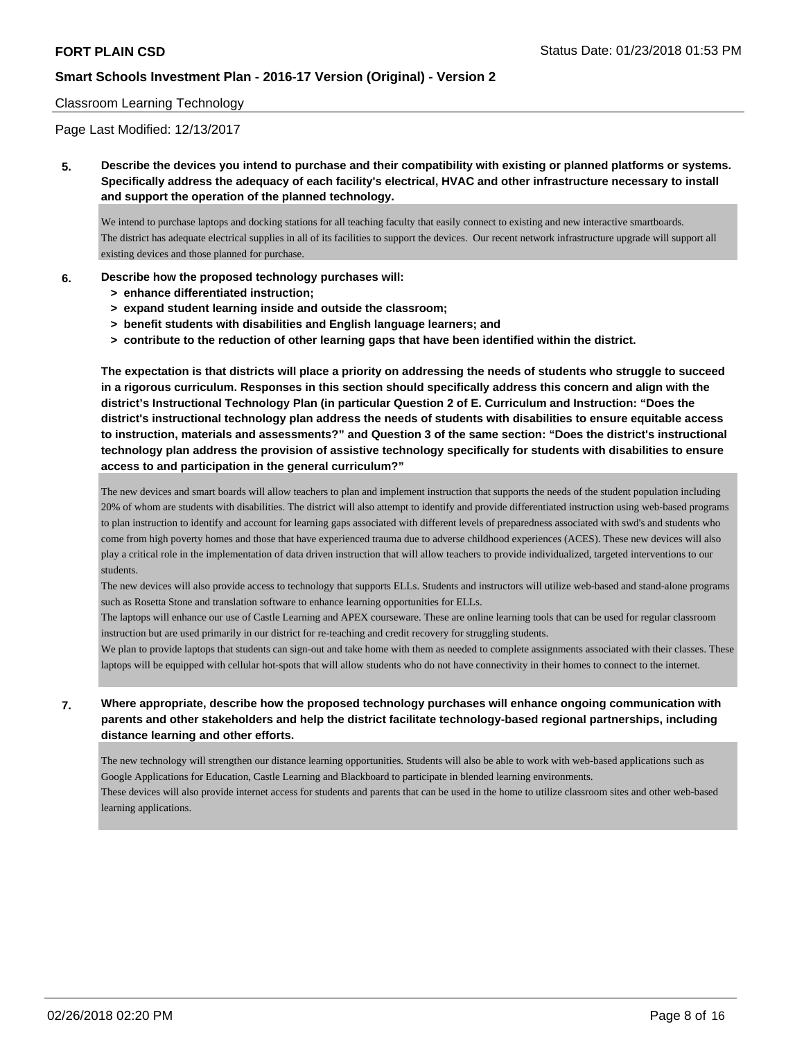Classroom Learning Technology

Page Last Modified: 12/13/2017

**5. Describe the devices you intend to purchase and their compatibility with existing or planned platforms or systems. Specifically address the adequacy of each facility's electrical, HVAC and other infrastructure necessary to install and support the operation of the planned technology.**

We intend to purchase laptops and docking stations for all teaching faculty that easily connect to existing and new interactive smartboards.
The district has adequate electrical supplies in all of its facilities to support the devices. Our recent network infrastructure upgrade will support all existing devices and those planned for purchase.

**6. Describe how the proposed technology purchases will:**
- **> enhance differentiated instruction;**
- **> expand student learning inside and outside the classroom;**
- **> benefit students with disabilities and English language learners; and**
- **> contribute to the reduction of other learning gaps that have been identified within the district.**

**The expectation is that districts will place a priority on addressing the needs of students who struggle to succeed in a rigorous curriculum. Responses in this section should specifically address this concern and align with the district's Instructional Technology Plan (in particular Question 2 of E. Curriculum and Instruction: "Does the district's instructional technology plan address the needs of students with disabilities to ensure equitable access to instruction, materials and assessments?" and Question 3 of the same section: "Does the district's instructional technology plan address the provision of assistive technology specifically for students with disabilities to ensure access to and participation in the general curriculum?"**

The new devices and smart boards will allow teachers to plan and implement instruction that supports the needs of the student population including 20% of whom are students with disabilities. The district will also attempt to identify and provide differentiated instruction using web-based programs to plan instruction to identify and account for learning gaps associated with different levels of preparedness associated with swd's and students who come from high poverty homes and those that have experienced trauma due to adverse childhood experiences (ACES). These new devices will also play a critical role in the implementation of data driven instruction that will allow teachers to provide individualized, targeted interventions to our students.
The new devices will also provide access to technology that supports ELLs. Students and instructors will utilize web-based and stand-alone programs such as Rosetta Stone and translation software to enhance learning opportunities for ELLs.
The laptops will enhance our use of Castle Learning and APEX courseware. These are online learning tools that can be used for regular classroom instruction but are used primarily in our district for re-teaching and credit recovery for struggling students.
We plan to provide laptops that students can sign-out and take home with them as needed to complete assignments associated with their classes. These laptops will be equipped with cellular hot-spots that will allow students who do not have connectivity in their homes to connect to the internet.

**7. Where appropriate, describe how the proposed technology purchases will enhance ongoing communication with parents and other stakeholders and help the district facilitate technology-based regional partnerships, including distance learning and other efforts.**

The new technology will strengthen our distance learning opportunities. Students will also be able to work with web-based applications such as Google Applications for Education, Castle Learning and Blackboard to participate in blended learning environments.
These devices will also provide internet access for students and parents that can be used in the home to utilize classroom sites and other web-based learning applications.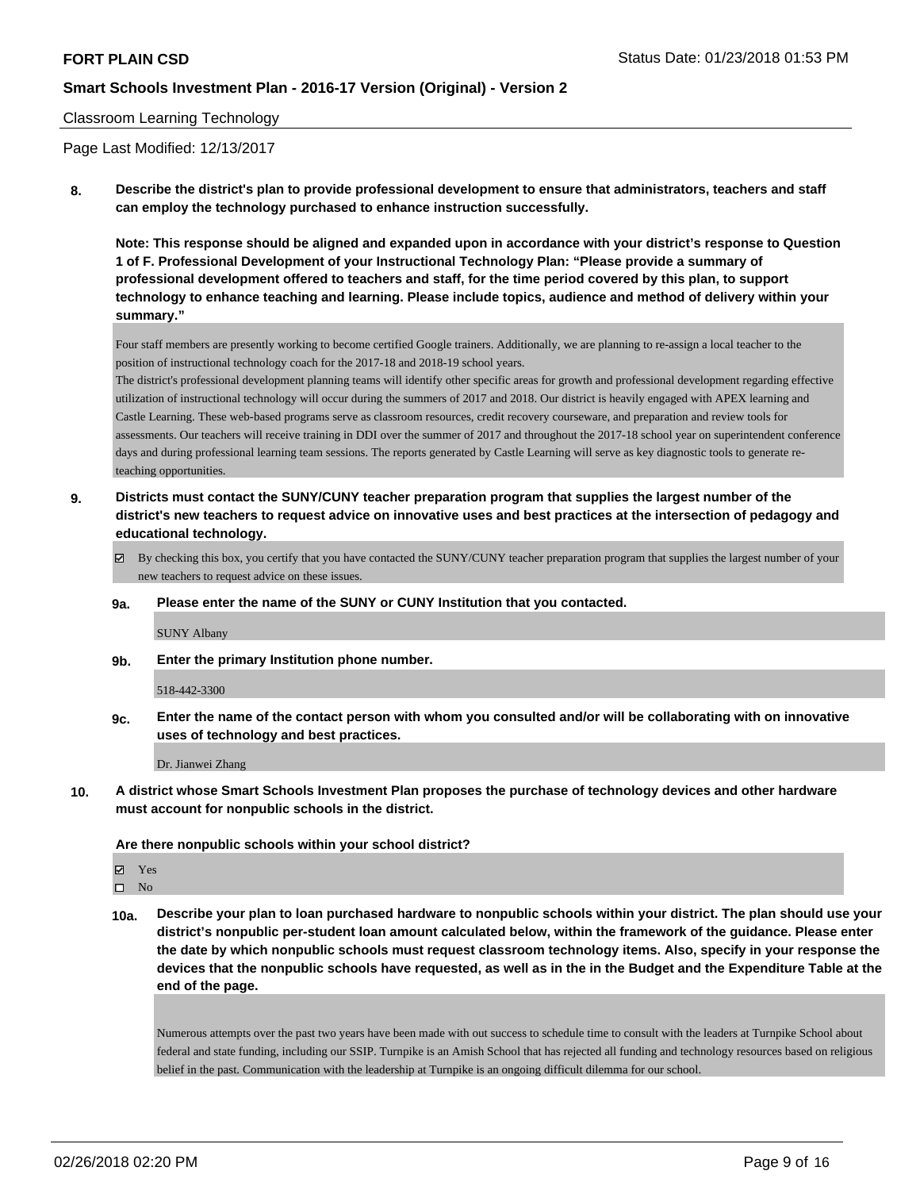Classroom Learning Technology

Page Last Modified: 12/13/2017

**8. Describe the district's plan to provide professional development to ensure that administrators, teachers and staff can employ the technology purchased to enhance instruction successfully.**

**Note: This response should be aligned and expanded upon in accordance with your district's response to Question 1 of F. Professional Development of your Instructional Technology Plan: "Please provide a summary of professional development offered to teachers and staff, for the time period covered by this plan, to support technology to enhance teaching and learning. Please include topics, audience and method of delivery within your summary."**

Four staff members are presently working to become certified Google trainers. Additionally, we are planning to re-assign a local teacher to the position of instructional technology coach for the 2017-18 and 2018-19 school years.
The district's professional development planning teams will identify other specific areas for growth and professional development regarding effective utilization of instructional technology will occur during the summers of 2017 and 2018. Our district is heavily engaged with APEX learning and Castle Learning. These web-based programs serve as classroom resources, credit recovery courseware, and preparation and review tools for assessments. Our teachers will receive training in DDI over the summer of 2017 and throughout the 2017-18 school year on superintendent conference days and during professional learning team sessions. The reports generated by Castle Learning will serve as key diagnostic tools to generate re-teaching opportunities.

**9. Districts must contact the SUNY/CUNY teacher preparation program that supplies the largest number of the district's new teachers to request advice on innovative uses and best practices at the intersection of pedagogy and educational technology.**

☑ By checking this box, you certify that you have contacted the SUNY/CUNY teacher preparation program that supplies the largest number of your new teachers to request advice on these issues.

**9a. Please enter the name of the SUNY or CUNY Institution that you contacted.**

SUNY Albany

**9b. Enter the primary Institution phone number.**

518-442-3300

**9c. Enter the name of the contact person with whom you consulted and/or will be collaborating with on innovative uses of technology and best practices.**

Dr. Jianwei Zhang

**10. A district whose Smart Schools Investment Plan proposes the purchase of technology devices and other hardware must account for nonpublic schools in the district.**

**Are there nonpublic schools within your school district?**

☑ Yes
☐ No

**10a. Describe your plan to loan purchased hardware to nonpublic schools within your district. The plan should use your district's nonpublic per-student loan amount calculated below, within the framework of the guidance. Please enter the date by which nonpublic schools must request classroom technology items. Also, specify in your response the devices that the nonpublic schools have requested, as well as in the in the Budget and the Expenditure Table at the end of the page.**

Numerous attempts over the past two years have been made with out success to schedule time to consult with the leaders at Turnpike School about federal and state funding, including our SSIP. Turnpike is an Amish School that has rejected all funding and technology resources based on religious belief in the past. Communication with the leadership at Turnpike is an ongoing difficult dilemma for our school.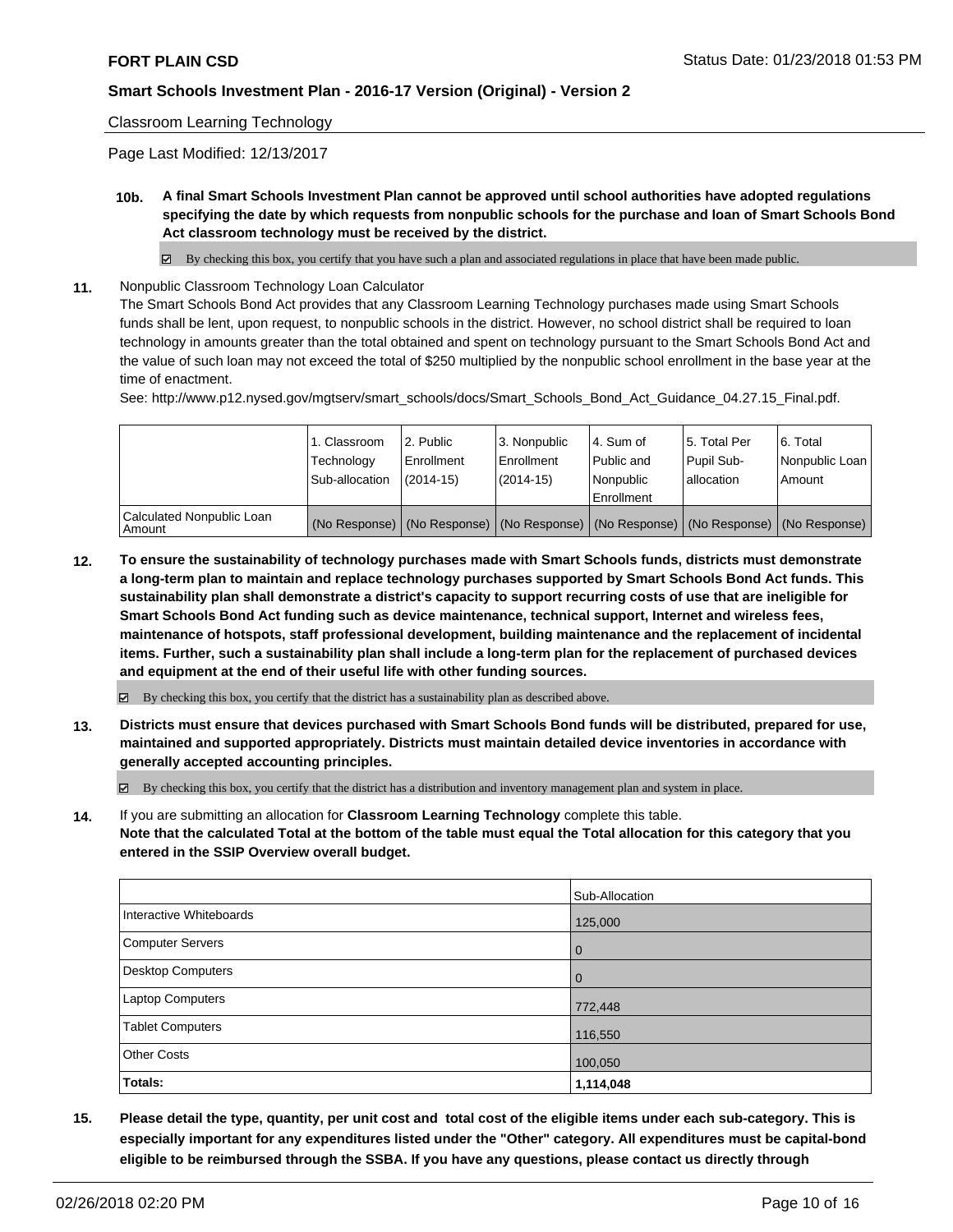Classroom Learning Technology

Page Last Modified: 12/13/2017

**10b.** **A final Smart Schools Investment Plan cannot be approved until school authorities have adopted regulations specifying the date by which requests from nonpublic schools for the purchase and loan of Smart Schools Bond Act classroom technology must be received by the district.**

☑ By checking this box, you certify that you have such a plan and associated regulations in place that have been made public.

**11.** Nonpublic Classroom Technology Loan Calculator

The Smart Schools Bond Act provides that any Classroom Learning Technology purchases made using Smart Schools funds shall be lent, upon request, to nonpublic schools in the district. However, no school district shall be required to loan technology in amounts greater than the total obtained and spent on technology pursuant to the Smart Schools Bond Act and the value of such loan may not exceed the total of $250 multiplied by the nonpublic school enrollment in the base year at the time of enactment.

See: http://www.p12.nysed.gov/mgtserv/smart_schools/docs/Smart_Schools_Bond_Act_Guidance_04.27.15_Final.pdf.

| | 1. Classroom Technology Sub-allocation | 2. Public Enrollment (2014-15) | 3. Nonpublic Enrollment (2014-15) | 4. Sum of Public and Nonpublic Enrollment | 5. Total Per Pupil Sub-allocation | 6. Total Nonpublic Loan Amount |
|---|---|---|---|---|---|---|
| Calculated Nonpublic Loan Amount | (No Response) | (No Response) | (No Response) | (No Response) | (No Response) | (No Response) |

**12.** **To ensure the sustainability of technology purchases made with Smart Schools funds, districts must demonstrate a long-term plan to maintain and replace technology purchases supported by Smart Schools Bond Act funds. This sustainability plan shall demonstrate a district's capacity to support recurring costs of use that are ineligible for Smart Schools Bond Act funding such as device maintenance, technical support, Internet and wireless fees, maintenance of hotspots, staff professional development, building maintenance and the replacement of incidental items. Further, such a sustainability plan shall include a long-term plan for the replacement of purchased devices and equipment at the end of their useful life with other funding sources.**

☑ By checking this box, you certify that the district has a sustainability plan as described above.

**13.** **Districts must ensure that devices purchased with Smart Schools Bond funds will be distributed, prepared for use, maintained and supported appropriately. Districts must maintain detailed device inventories in accordance with generally accepted accounting principles.**

☑ By checking this box, you certify that the district has a distribution and inventory management plan and system in place.

**14.** If you are submitting an allocation for **Classroom Learning Technology** complete this table.
**Note that the calculated Total at the bottom of the table must equal the Total allocation for this category that you entered in the SSIP Overview overall budget.**

| | Sub-Allocation |
|---|---|
| Interactive Whiteboards | 125,000 |
| Computer Servers | 0 |
| Desktop Computers | 0 |
| Laptop Computers | 772,448 |
| Tablet Computers | 116,550 |
| Other Costs | 100,050 |
| **Totals:** | **1,114,048** |

**15.** **Please detail the type, quantity, per unit cost and total cost of the eligible items under each sub-category. This is especially important for any expenditures listed under the "Other" category. All expenditures must be capital-bond eligible to be reimbursed through the SSBA. If you have any questions, please contact us directly through**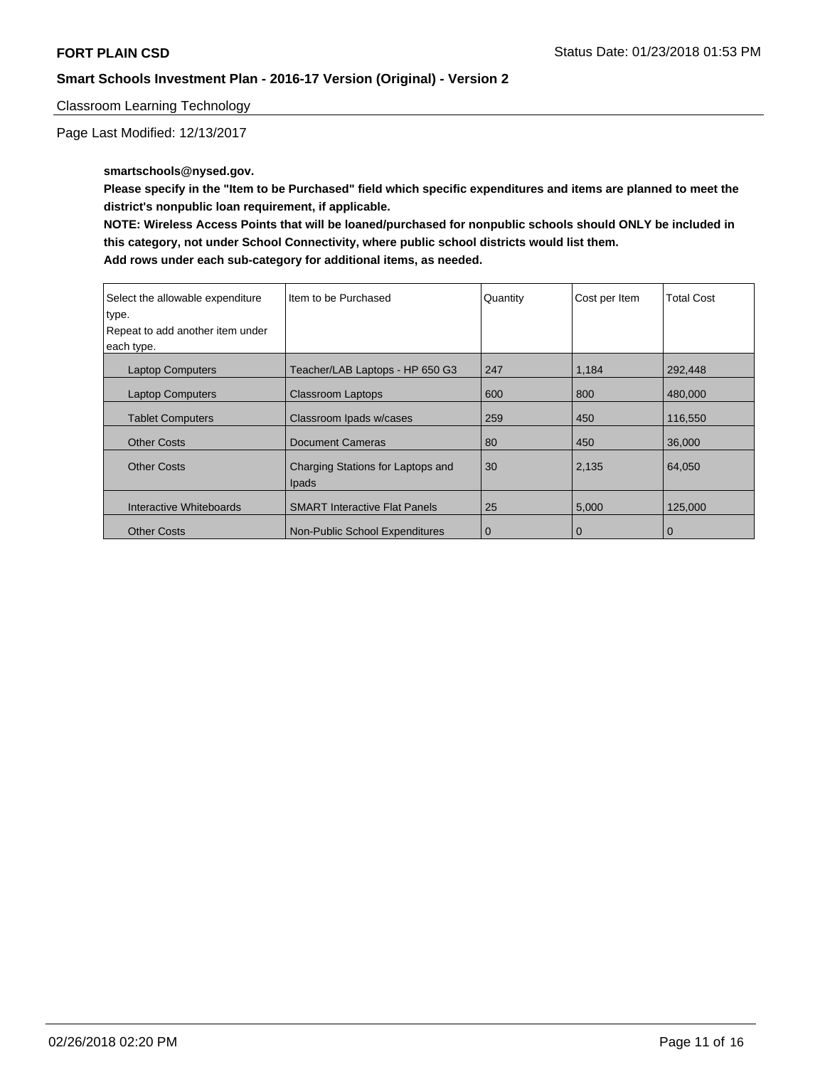Classroom Learning Technology

Page Last Modified: 12/13/2017

**smartschools@nysed.gov.**

**Please specify in the "Item to be Purchased" field which specific expenditures and items are planned to meet the district's nonpublic loan requirement, if applicable.**

**NOTE: Wireless Access Points that will be loaned/purchased for nonpublic schools should ONLY be included in this category, not under School Connectivity, where public school districts would list them.**

**Add rows under each sub-category for additional items, as needed.**

| Select the allowable expenditure type. Repeat to add another item under each type. | Item to be Purchased | Quantity | Cost per Item | Total Cost |
|---|---|---|---|---|
| Laptop Computers | Teacher/LAB Laptops - HP 650 G3 | 247 | 1,184 | 292,448 |
| Laptop Computers | Classroom Laptops | 600 | 800 | 480,000 |
| Tablet Computers | Classroom Ipads w/cases | 259 | 450 | 116,550 |
| Other Costs | Document Cameras | 80 | 450 | 36,000 |
| Other Costs | Charging Stations for Laptops and Ipads | 30 | 2,135 | 64,050 |
| Interactive Whiteboards | SMART Interactive Flat Panels | 25 | 5,000 | 125,000 |
| Other Costs | Non-Public School Expenditures | 0 | 0 | 0 |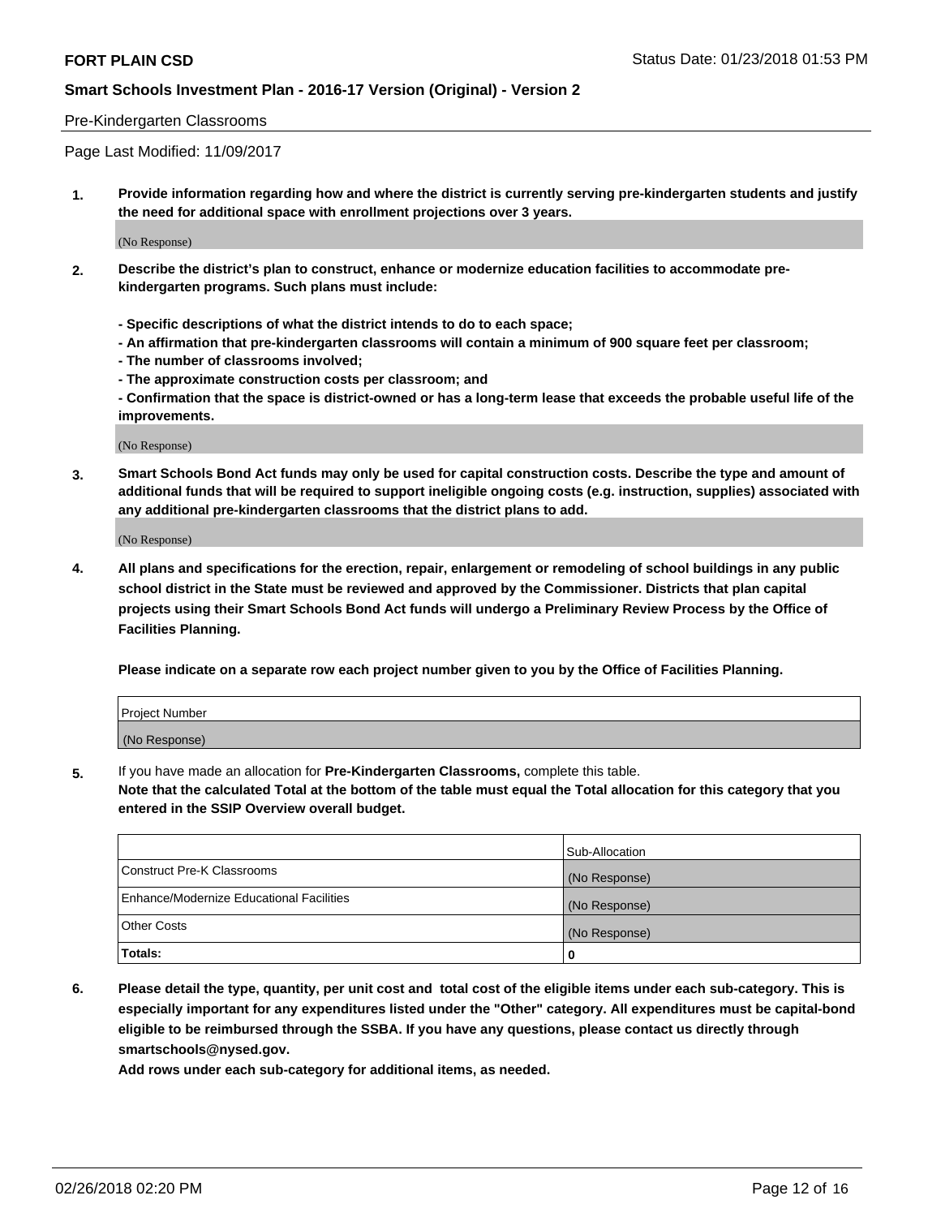Pre-Kindergarten Classrooms

Page Last Modified: 11/09/2017

1. **Provide information regarding how and where the district is currently serving pre-kindergarten students and justify the need for additional space with enrollment projections over 3 years.**

   (No Response)

2. **Describe the district's plan to construct, enhance or modernize education facilities to accommodate pre-kindergarten programs. Such plans must include:**

   **- Specific descriptions of what the district intends to do to each space;**
   **- An affirmation that pre-kindergarten classrooms will contain a minimum of 900 square feet per classroom;**
   **- The number of classrooms involved;**
   **- The approximate construction costs per classroom; and**
   **- Confirmation that the space is district-owned or has a long-term lease that exceeds the probable useful life of the improvements.**

   (No Response)

3. **Smart Schools Bond Act funds may only be used for capital construction costs. Describe the type and amount of additional funds that will be required to support ineligible ongoing costs (e.g. instruction, supplies) associated with any additional pre-kindergarten classrooms that the district plans to add.**

   (No Response)

4. **All plans and specifications for the erection, repair, enlargement or remodeling of school buildings in any public school district in the State must be reviewed and approved by the Commissioner. Districts that plan capital projects using their Smart Schools Bond Act funds will undergo a Preliminary Review Process by the Office of Facilities Planning.**

   **Please indicate on a separate row each project number given to you by the Office of Facilities Planning.**

| Project Number |
|---|
| (No Response) |

5. If you have made an allocation for **Pre-Kindergarten Classrooms,** complete this table.
   **Note that the calculated Total at the bottom of the table must equal the Total allocation for this category that you entered in the SSIP Overview overall budget.**

| | Sub-Allocation |
|---|---|
| Construct Pre-K Classrooms | (No Response) |
| Enhance/Modernize Educational Facilities | (No Response) |
| Other Costs | (No Response) |
| **Totals:** | 0 |

6. **Please detail the type, quantity, per unit cost and total cost of the eligible items under each sub-category. This is especially important for any expenditures listed under the "Other" category. All expenditures must be capital-bond eligible to be reimbursed through the SSBA. If you have any questions, please contact us directly through smartschools@nysed.gov.**

   **Add rows under each sub-category for additional items, as needed.**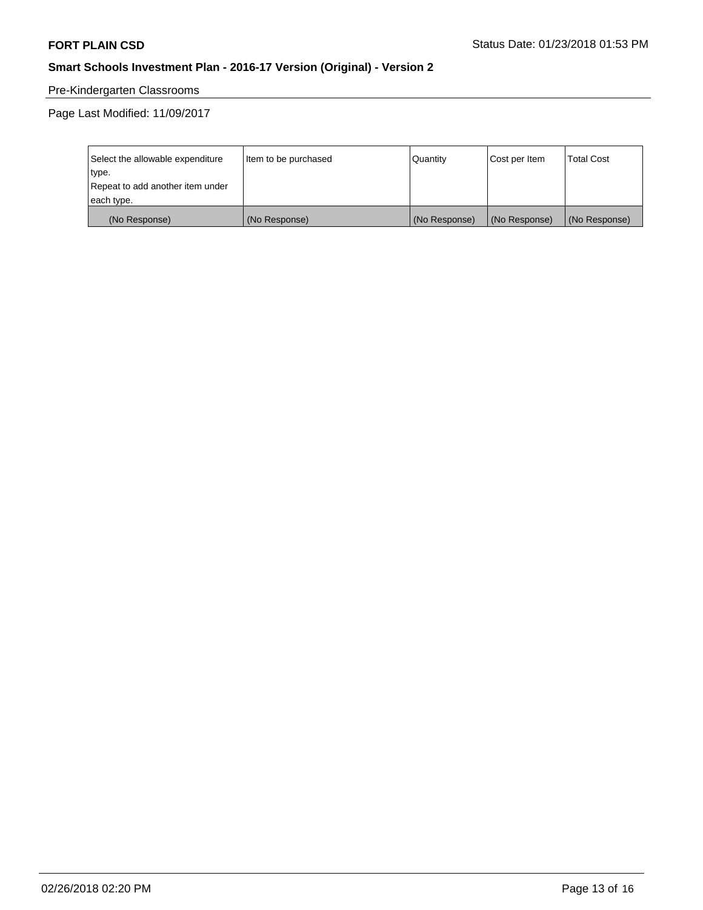Pre-Kindergarten Classrooms

Page Last Modified: 11/09/2017

| Select the allowable expenditure type.<br>Repeat to add another item under each type. | Item to be purchased | Quantity | Cost per Item | Total Cost |
|---|---|---|---|---|
| (No Response) | (No Response) | (No Response) | (No Response) | (No Response) |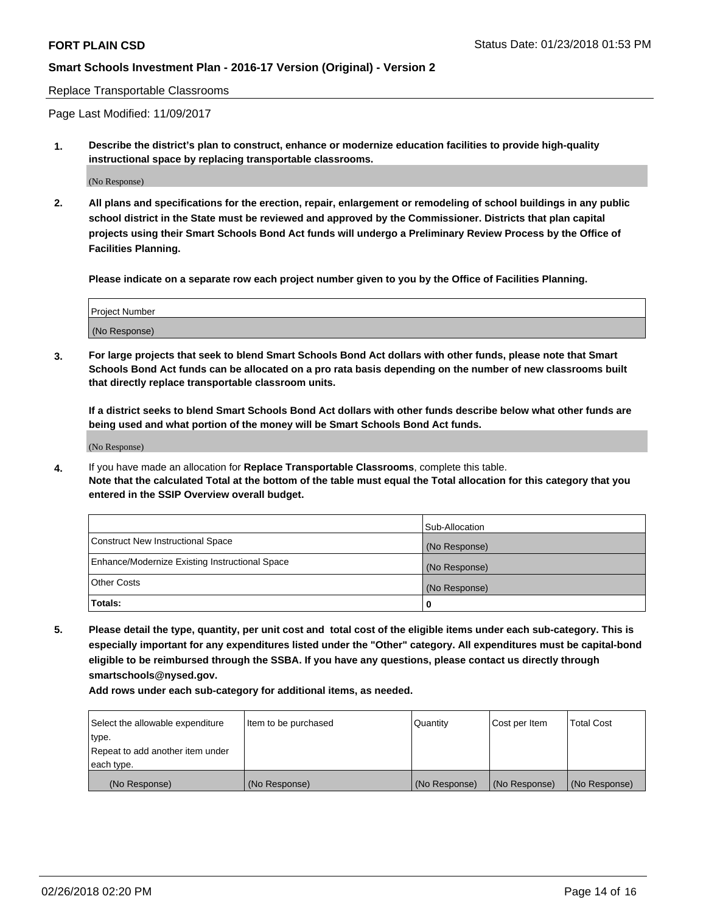Replace Transportable Classrooms

Page Last Modified: 11/09/2017

**1. Describe the district's plan to construct, enhance or modernize education facilities to provide high-quality instructional space by replacing transportable classrooms.**

(No Response)

**2. All plans and specifications for the erection, repair, enlargement or remodeling of school buildings in any public school district in the State must be reviewed and approved by the Commissioner. Districts that plan capital projects using their Smart Schools Bond Act funds will undergo a Preliminary Review Process by the Office of Facilities Planning.**

**Please indicate on a separate row each project number given to you by the Office of Facilities Planning.**

| Project Number |
|---|
| (No Response) |

**3. For large projects that seek to blend Smart Schools Bond Act dollars with other funds, please note that Smart Schools Bond Act funds can be allocated on a pro rata basis depending on the number of new classrooms built that directly replace transportable classroom units.**

**If a district seeks to blend Smart Schools Bond Act dollars with other funds describe below what other funds are being used and what portion of the money will be Smart Schools Bond Act funds.**

(No Response)

**4.** If you have made an allocation for **Replace Transportable Classrooms**, complete this table.
**Note that the calculated Total at the bottom of the table must equal the Total allocation for this category that you entered in the SSIP Overview overall budget.**

| | Sub-Allocation |
|---|---|
| Construct New Instructional Space | (No Response) |
| Enhance/Modernize Existing Instructional Space | (No Response) |
| Other Costs | (No Response) |
| **Totals:** | **0** |

**5. Please detail the type, quantity, per unit cost and total cost of the eligible items under each sub-category. This is especially important for any expenditures listed under the "Other" category. All expenditures must be capital-bond eligible to be reimbursed through the SSBA. If you have any questions, please contact us directly through smartschools@nysed.gov.**

**Add rows under each sub-category for additional items, as needed.**

| Select the allowable expenditure type. Repeat to add another item under each type. | Item to be purchased | Quantity | Cost per Item | Total Cost |
|---|---|---|---|---|
| (No Response) | (No Response) | (No Response) | (No Response) | (No Response) |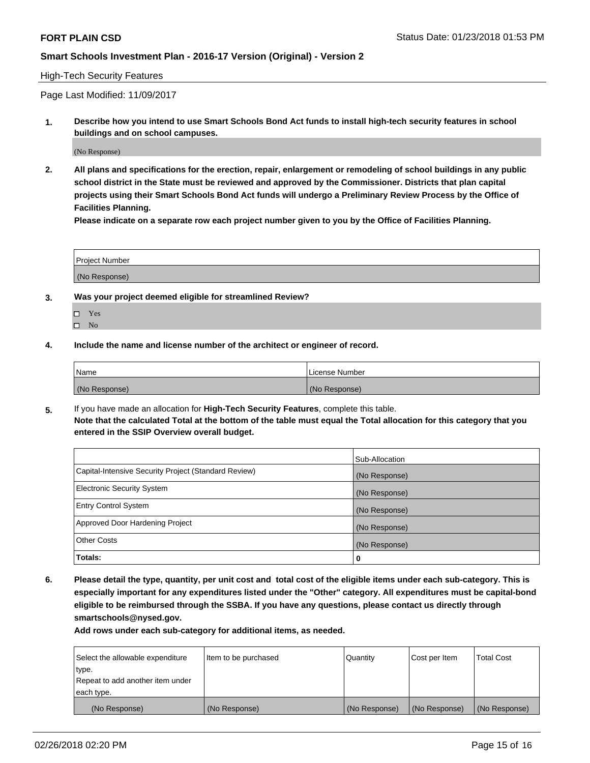High-Tech Security Features

Page Last Modified: 11/09/2017

**1. Describe how you intend to use Smart Schools Bond Act funds to install high-tech security features in school buildings and on school campuses.**

(No Response)

**2. All plans and specifications for the erection, repair, enlargement or remodeling of school buildings in any public school district in the State must be reviewed and approved by the Commissioner. Districts that plan capital projects using their Smart Schools Bond Act funds will undergo a Preliminary Review Process by the Office of Facilities Planning.**

**Please indicate on a separate row each project number given to you by the Office of Facilities Planning.**

| Project Number |
|---|
| (No Response) |

**3. Was your project deemed eligible for streamlined Review?**

- ☐ Yes
- ☐ No

**4. Include the name and license number of the architect or engineer of record.**

| Name | License Number |
|---|---|
| (No Response) | (No Response) |

**5.** If you have made an allocation for **High-Tech Security Features**, complete this table.
**Note that the calculated Total at the bottom of the table must equal the Total allocation for this category that you entered in the SSIP Overview overall budget.**

| | Sub-Allocation |
|---|---|
| Capital-Intensive Security Project (Standard Review) | (No Response) |
| Electronic Security System | (No Response) |
| Entry Control System | (No Response) |
| Approved Door Hardening Project | (No Response) |
| Other Costs | (No Response) |
| **Totals:** | **0** |

**6. Please detail the type, quantity, per unit cost and total cost of the eligible items under each sub-category. This is especially important for any expenditures listed under the "Other" category. All expenditures must be capital-bond eligible to be reimbursed through the SSBA. If you have any questions, please contact us directly through smartschools@nysed.gov.**

**Add rows under each sub-category for additional items, as needed.**

| Select the allowable expenditure type. Repeat to add another item under each type. | Item to be purchased | Quantity | Cost per Item | Total Cost |
|---|---|---|---|---|
| (No Response) | (No Response) | (No Response) | (No Response) | (No Response) |